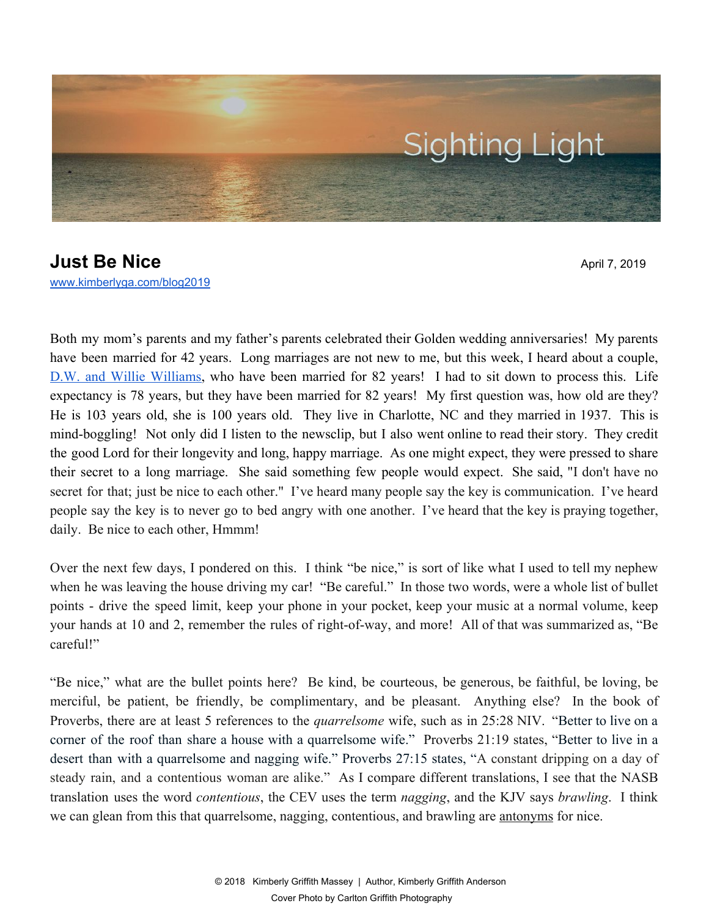Sighting Light

# Just Be Nice

April 7, 2019

[www.kimberlyga.com/blog2019](www.kimberlyga.com/blog2019)

Both my mom's parents and my father's parents celebrated their Golden wedding anniversaries! My parents have been married for 42 years. Long marriages are not new to me, but this week, I heard about a couple, D.W. and Willie Williams, who have been married for 82 years! I had to sit down to process this. Life expectancy is 78 years, but they have been married for 82 years! My first question was, how old are they? He is 103 years old, she is 100 years old. They live in Charlotte, NC and they married in 1937. This is mind-boggling! Not only did I listen to the newsclip, but I also went online to read their story. They credit the good Lord for their longevity and long, happy marriage. As one might expect, they were pressed to share their secret to a long marriage. She said something few people would expect. She said, "I don't have no secret for that; just be nice to each other." I've heard many people say the key is communication. I've heard people say the key is to never go to bed angry with one another. I've heard that the key is praying together, daily. Be nice to each other, Hmmm!

Over the next few days, I pondered on this. I think "be nice," is sort of like what I used to tell my nephew when he was leaving the house driving my car! "Be careful." In those two words, were a whole list of bullet points - drive the speed limit, keep your phone in your pocket, keep your music at a normal volume, keep your hands at 10 and 2, remember the rules of right-of-way, and more! All of that was summarized as, "Be careful!"

"Be nice," what are the bullet points here? Be kind, be courteous, be generous, be faithful, be loving, be merciful, be patient, be friendly, be complimentary, and be pleasant. Anything else? In the book of Proverbs, there are at least 5 references to the *quarrelsome* wife, such as in 25:28 NIV. "Better to live on a corner of the roof than share a house with a quarrelsome wife." Proverbs 21:19 states, "Better to live in a desert than with a quarrelsome and nagging wife." Proverbs 27:15 states, "A constant dripping on a day of steady rain, and a contentious woman are alike." As I compare different translations, I see that the NASB translation uses the word *contentious*, the CEV uses the term *nagging*, and the KJV says *brawling*. I think we can glean from this that quarrelsome, nagging, contentious, and brawling are antonyms for nice.

© 2018 Kimberly Griffith Massey | Author, Kimberly Griffith Anderson

Cover Photo by Carlton Griffith Photography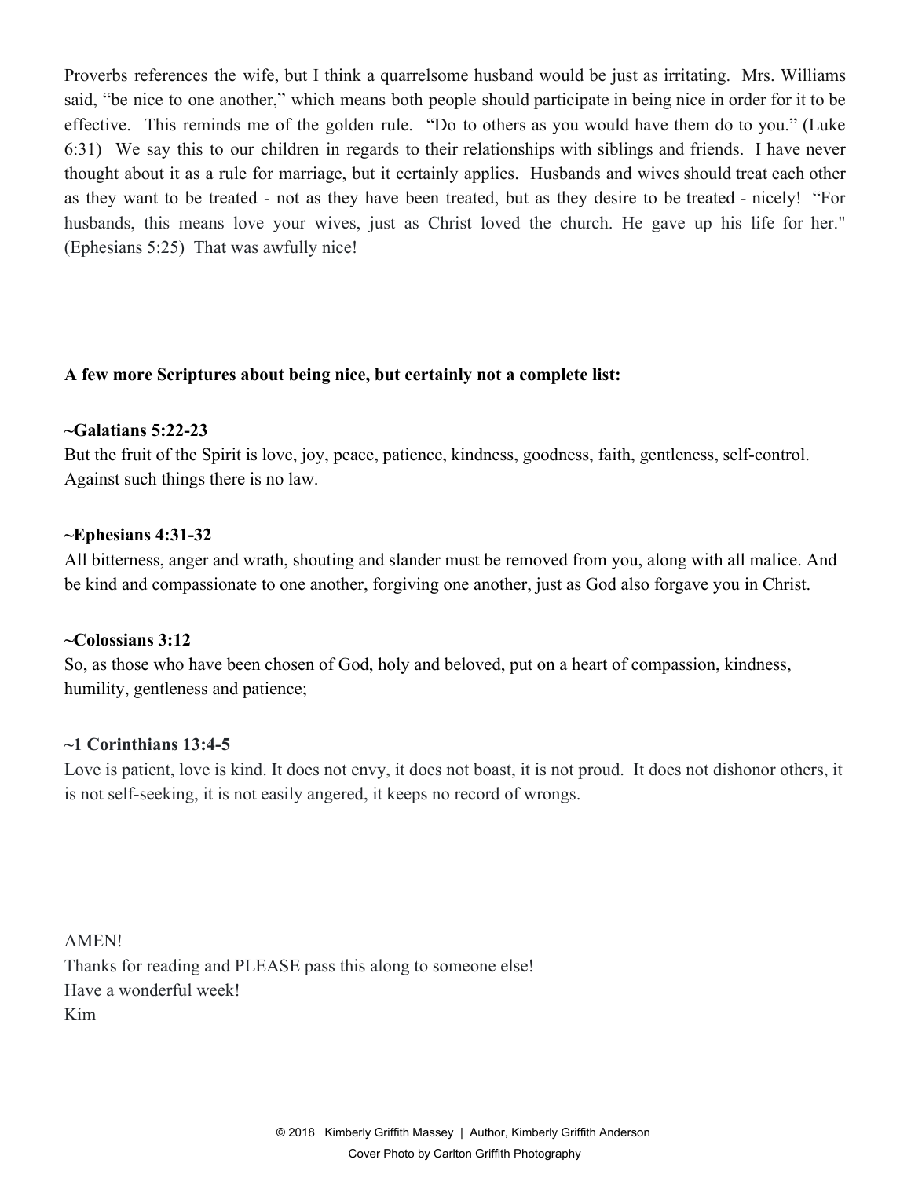Proverbs references the wife, but I think a quarrelsome husband would be just as irritating. Mrs. Williams said, "be nice to one another," which means both people should participate in being nice in order for it to be effective. This reminds me of the golden rule. "Do to others as you would have them do to you." (Luke 6:31) We say this to our children in regards to their relationships with siblings and friends. I have never thought about it as a rule for marriage, but it certainly applies. Husbands and wives should treat each other as they want to be treated - not as they have been treated, but as they desire to be treated - nicely! "For husbands, this means love your wives, just as Christ loved the church. He gave up his life for her." (Ephesians 5:25) That was awfully nice!

**A few more Scriptures about being nice, but certainly not a complete list:**

**~Galatians 5:22-23**
But the fruit of the Spirit is love, joy, peace, patience, kindness, goodness, faith, gentleness, self-control. Against such things there is no law.

**~Ephesians 4:31-32**
All bitterness, anger and wrath, shouting and slander must be removed from you, along with all malice. And be kind and compassionate to one another, forgiving one another, just as God also forgave you in Christ.

**~Colossians 3:12**
So, as those who have been chosen of God, holy and beloved, put on a heart of compassion, kindness, humility, gentleness and patience;

**~1 Corinthians 13:4-5**
Love is patient, love is kind. It does not envy, it does not boast, it is not proud. It does not dishonor others, it is not self-seeking, it is not easily angered, it keeps no record of wrongs.

AMEN!
Thanks for reading and PLEASE pass this along to someone else!
Have a wonderful week!
Kim

© 2018 Kimberly Griffith Massey | Author, Kimberly Griffith Anderson
Cover Photo by Carlton Griffith Photography